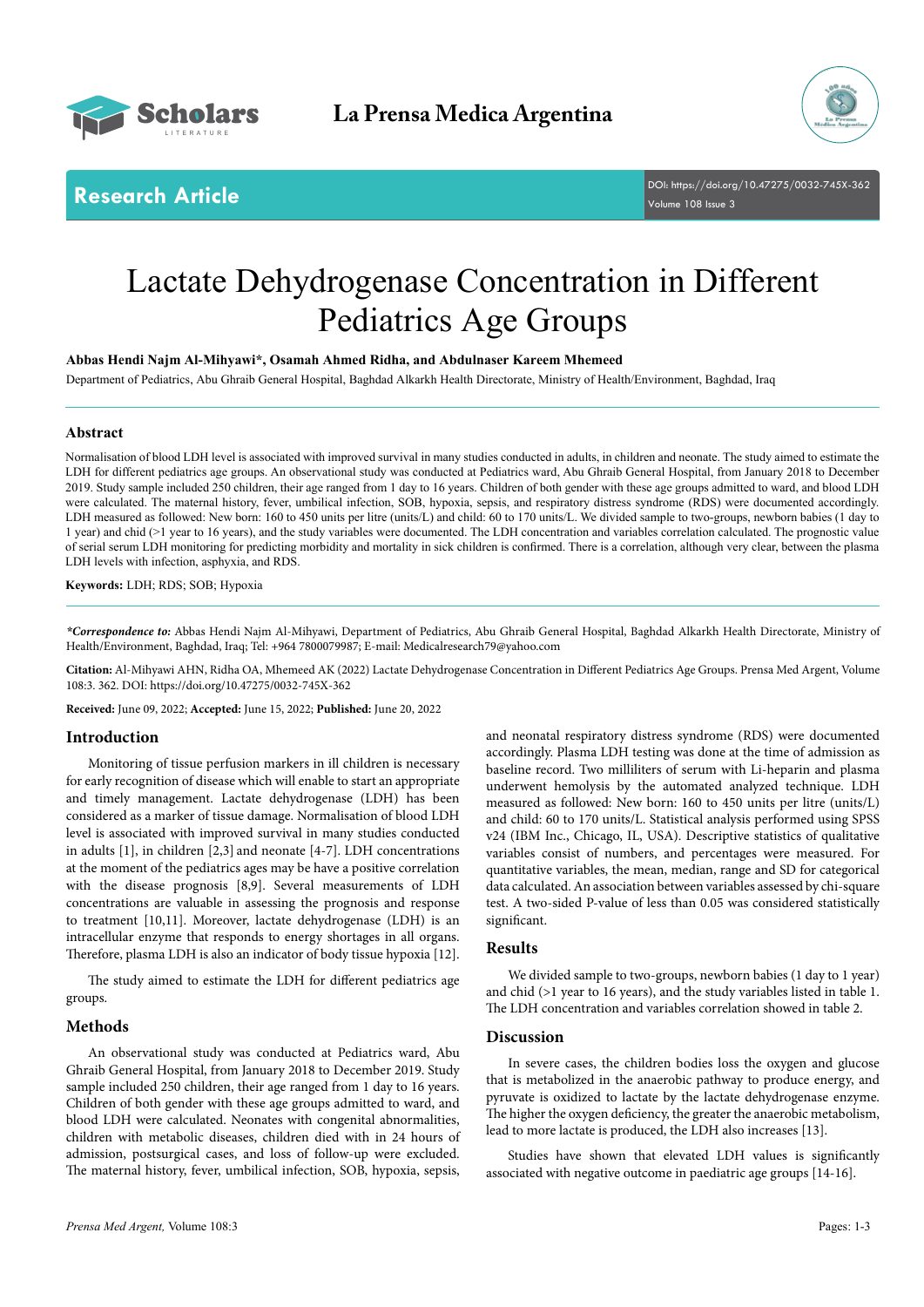Research Article

DOI: https://doi.org/10.47275/0032-745X-362

# Lactate Dehydrogenase Concentration in Different Pediatrics Age Groups

**Abbas Hendi Najm Al-Mihyawi*, Osamah Ahmed Ridha, and Abdulnaser Kareem Mhemeed**

Department of Pediatrics, Abu Ghraib General Hospital, Baghdad Alkarkh Health Directorate, Ministry of Health/Environment, Baghdad, Iraq

## Abstract

Normalisation of blood LDH level is associated with improved survival in many studies conducted in adults, in children and neonate. The study aimed to estimate the LDH for different pediatrics age groups. An observational study was conducted at Pediatrics ward, Abu Ghraib General Hospital, from January 2018 to December 2019. Study sample included 250 children, their age ranged from 1 day to 16 years. Children of both gender with these age groups admitted to ward, and blood LDH were calculated. The maternal history, fever, umbilical infection, SOB, hypoxia, sepsis, and respiratory distress syndrome (RDS) were documented accordingly. LDH measured as followed: New born: 160 to 450 units per litre (units/L) and child: 60 to 170 units/L. We divided sample to two-groups, newborn babies (1 day to 1 year) and chid (>1 year to 16 years), and the study variables were documented. The LDH concentration and variables correlation calculated. The prognostic value of serial serum LDH monitoring for predicting morbidity and mortality in sick children is confirmed. There is a correlation, although very clear, between the plasma LDH levels with infection, asphyxia, and RDS.

**Keywords:** LDH; RDS; SOB; Hypoxia

***Correspondence to:** Abbas Hendi Najm Al-Mihyawi, Department of Pediatrics, Abu Ghraib General Hospital, Baghdad Alkarkh Health Directorate, Ministry of Health/Environment, Baghdad, Iraq; Tel: +964 7800079987; E-mail: Medicalresearch79@yahoo.com

**Citation:** Al-Mihyawi AHN, Ridha OA, Mhemeed AK (2022) Lactate Dehydrogenase Concentration in Different Pediatrics Age Groups. Prensa Med Argent, Volume 108:3. 362. DOI: https://doi.org/10.47275/0032-745X-362

**Received:** June 09, 2022; **Accepted:** June 15, 2022; **Published:** June 20, 2022

## Introduction

Monitoring of tissue perfusion markers in ill children is necessary for early recognition of disease which will enable to start an appropriate and timely management. Lactate dehydrogenase (LDH) has been considered as a marker of tissue damage. Normalisation of blood LDH level is associated with improved survival in many studies conducted in adults [1], in children [2,3] and neonate [4-7]. LDH concentrations at the moment of the pediatrics ages may be have a positive correlation with the disease prognosis [8,9]. Several measurements of LDH concentrations are valuable in assessing the prognosis and response to treatment [10,11]. Moreover, lactate dehydrogenase (LDH) is an intracellular enzyme that responds to energy shortages in all organs. Therefore, plasma LDH is also an indicator of body tissue hypoxia [12].

The study aimed to estimate the LDH for different pediatrics age groups.

## Methods

An observational study was conducted at Pediatrics ward, Abu Ghraib General Hospital, from January 2018 to December 2019. Study sample included 250 children, their age ranged from 1 day to 16 years. Children of both gender with these age groups admitted to ward, and blood LDH were calculated. Neonates with congenital abnormalities, children with metabolic diseases, children died with in 24 hours of admission, postsurgical cases, and loss of follow-up were excluded. The maternal history, fever, umbilical infection, SOB, hypoxia, sepsis, and neonatal respiratory distress syndrome (RDS) were documented accordingly. Plasma LDH testing was done at the time of admission as baseline record. Two milliliters of serum with Li-heparin and plasma underwent hemolysis by the automated analyzed technique. LDH measured as followed: New born: 160 to 450 units per litre (units/L) and child: 60 to 170 units/L. Statistical analysis performed using SPSS v24 (IBM Inc., Chicago, IL, USA). Descriptive statistics of qualitative variables consist of numbers, and percentages were measured. For quantitative variables, the mean, median, range and SD for categorical data calculated. An association between variables assessed by chi-square test. A two-sided P-value of less than 0.05 was considered statistically significant.

## Results

We divided sample to two-groups, newborn babies (1 day to 1 year) and chid (>1 year to 16 years), and the study variables listed in table 1. The LDH concentration and variables correlation showed in table 2.

## Discussion

In severe cases, the children bodies loss the oxygen and glucose that is metabolized in the anaerobic pathway to produce energy, and pyruvate is oxidized to lactate by the lactate dehydrogenase enzyme. The higher the oxygen deficiency, the greater the anaerobic metabolism, lead to more lactate is produced, the LDH also increases [13].

Studies have shown that elevated LDH values is significantly associated with negative outcome in paediatric age groups [14-16].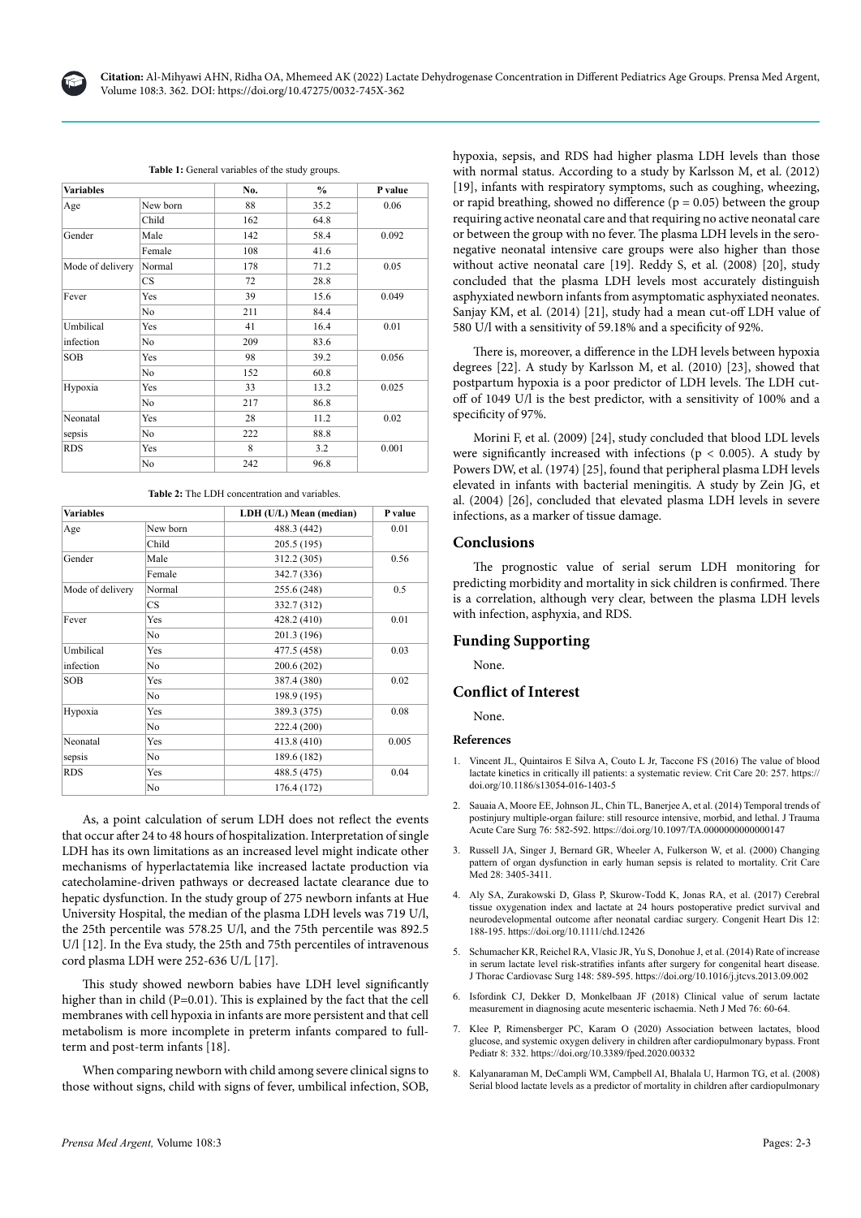**Table 1:** General variables of the study groups.

| Variables | | No. | % | P value |
|---|---|---|---|---|
| Age | New born | 88 | 35.2 | 0.06 |
| | Child | 162 | 64.8 | |
| Gender | Male | 142 | 58.4 | 0.092 |
| | Female | 108 | 41.6 | |
| Mode of delivery | Normal | 178 | 71.2 | 0.05 |
| | CS | 72 | 28.8 | |
| Fever | Yes | 39 | 15.6 | 0.049 |
| | No | 211 | 84.4 | |
| Umbilical infection | Yes | 41 | 16.4 | 0.01 |
| | No | 209 | 83.6 | |
| SOB | Yes | 98 | 39.2 | 0.056 |
| | No | 152 | 60.8 | |
| Hypoxia | Yes | 33 | 13.2 | 0.025 |
| | No | 217 | 86.8 | |
| Neonatal sepsis | Yes | 28 | 11.2 | 0.02 |
| | No | 222 | 88.8 | |
| RDS | Yes | 8 | 3.2 | 0.001 |
| | No | 242 | 96.8 | |

**Table 2:** The LDH concentration and variables.

| Variables | | LDH (U/L) Mean (median) | P value |
|---|---|---|---|
| Age | New born | 488.3 (442) | 0.01 |
| | Child | 205.5 (195) | |
| Gender | Male | 312.2 (305) | 0.56 |
| | Female | 342.7 (336) | |
| Mode of delivery | Normal | 255.6 (248) | 0.5 |
| | CS | 332.7 (312) | |
| Fever | Yes | 428.2 (410) | 0.01 |
| | No | 201.3 (196) | |
| Umbilical infection | Yes | 477.5 (458) | 0.03 |
| | No | 200.6 (202) | |
| SOB | Yes | 387.4 (380) | 0.02 |
| | No | 198.9 (195) | |
| Hypoxia | Yes | 389.3 (375) | 0.08 |
| | No | 222.4 (200) | |
| Neonatal sepsis | Yes | 413.8 (410) | 0.005 |
| | No | 189.6 (182) | |
| RDS | Yes | 488.5 (475) | 0.04 |
| | No | 176.4 (172) | |

As, a point calculation of serum LDH does not reflect the events that occur after 24 to 48 hours of hospitalization. Interpretation of single LDH has its own limitations as an increased level might indicate other mechanisms of hyperlactatemia like increased lactate production via catecholamine-driven pathways or decreased lactate clearance due to hepatic dysfunction. In the study group of 275 newborn infants at Hue University Hospital, the median of the plasma LDH levels was 719 U/l, the 25th percentile was 578.25 U/l, and the 75th percentile was 892.5 U/l [12]. In the Eva study, the 25th and 75th percentiles of intravenous cord plasma LDH were 252-636 U/L [17].

This study showed newborn babies have LDH level significantly higher than in child (P=0.01). This is explained by the fact that the cell membranes with cell hypoxia in infants are more persistent and that cell metabolism is more incomplete in preterm infants compared to full-term and post-term infants [18].

When comparing newborn with child among severe clinical signs to those without signs, child with signs of fever, umbilical infection, SOB, hypoxia, sepsis, and RDS had higher plasma LDH levels than those with normal status. According to a study by Karlsson M, et al. (2012) [19], infants with respiratory symptoms, such as coughing, wheezing, or rapid breathing, showed no difference ($p = 0.05$) between the group requiring active neonatal care and that requiring no active neonatal care or between the group with no fever. The plasma LDH levels in the sero-negative neonatal intensive care groups were also higher than those without active neonatal care [19]. Reddy S, et al. (2008) [20], study concluded that the plasma LDH levels most accurately distinguish asphyxiated newborn infants from asymptomatic asphyxiated neonates. Sanjay KM, et al. (2014) [21], study had a mean cut-off LDH value of 580 U/l with a sensitivity of 59.18% and a specificity of 92%.

There is, moreover, a difference in the LDH levels between hypoxia degrees [22]. A study by Karlsson M, et al. (2010) [23], showed that postpartum hypoxia is a poor predictor of LDH levels. The LDH cut-off of 1049 U/l is the best predictor, with a sensitivity of 100% and a specificity of 97%.

Morini F, et al. (2009) [24], study concluded that blood LDL levels were significantly increased with infections ($p < 0.005$). A study by Powers DW, et al. (1974) [25], found that peripheral plasma LDH levels elevated in infants with bacterial meningitis. A study by Zein JG, et al. (2004) [26], concluded that elevated plasma LDH levels in severe infections, as a marker of tissue damage.

## Conclusions

The prognostic value of serial serum LDH monitoring for predicting morbidity and mortality in sick children is confirmed. There is a correlation, although very clear, between the plasma LDH levels with infection, asphyxia, and RDS.

## Funding Supporting

None.

## Conflict of Interest

None.

### References

1. Vincent JL, Quintairos E Silva A, Couto L Jr, Taccone FS (2016) The value of blood lactate kinetics in critically ill patients: a systematic review. Crit Care 20: 257. https://doi.org/10.1186/s13054-016-1403-5
2. Sauaia A, Moore EE, Johnson JL, Chin TL, Banerjee A, et al. (2014) Temporal trends of postinjury multiple-organ failure: still resource intensive, morbid, and lethal. J Trauma Acute Care Surg 76: 582-592. https://doi.org/10.1097/TA.0000000000000147
3. Russell JA, Singer J, Bernard GR, Wheeler A, Fulkerson W, et al. (2000) Changing pattern of organ dysfunction in early human sepsis is related to mortality. Crit Care Med 28: 3405-3411.
4. Aly SA, Zurakowski D, Glass P, Skurow-Todd K, Jonas RA, et al. (2017) Cerebral tissue oxygenation index and lactate at 24 hours postoperative predict survival and neurodevelopmental outcome after neonatal cardiac surgery. Congenit Heart Dis 12: 188-195. https://doi.org/10.1111/chd.12426
5. Schumacher KR, Reichel RA, Vlasic JR, Yu S, Donohue J, et al. (2014) Rate of increase in serum lactate level risk-stratifies infants after surgery for congenital heart disease. J Thorac Cardiovasc Surg 148: 589-595. https://doi.org/10.1016/j.jtcvs.2013.09.002
6. Isfordink CJ, Dekker D, Monkelbaan JF (2018) Clinical value of serum lactate measurement in diagnosing acute mesenteric ischaemia. Neth J Med 76: 60-64.
7. Klee P, Rimensberger PC, Karam O (2020) Association between lactates, blood glucose, and systemic oxygen delivery in children after cardiopulmonary bypass. Front Pediatr 8: 332. https://doi.org/10.3389/fped.2020.00332
8. Kalyanaraman M, DeCampli WM, Campbell AI, Bhalala U, Harmon TG, et al. (2008) Serial blood lactate levels as a predictor of mortality in children after cardiopulmonary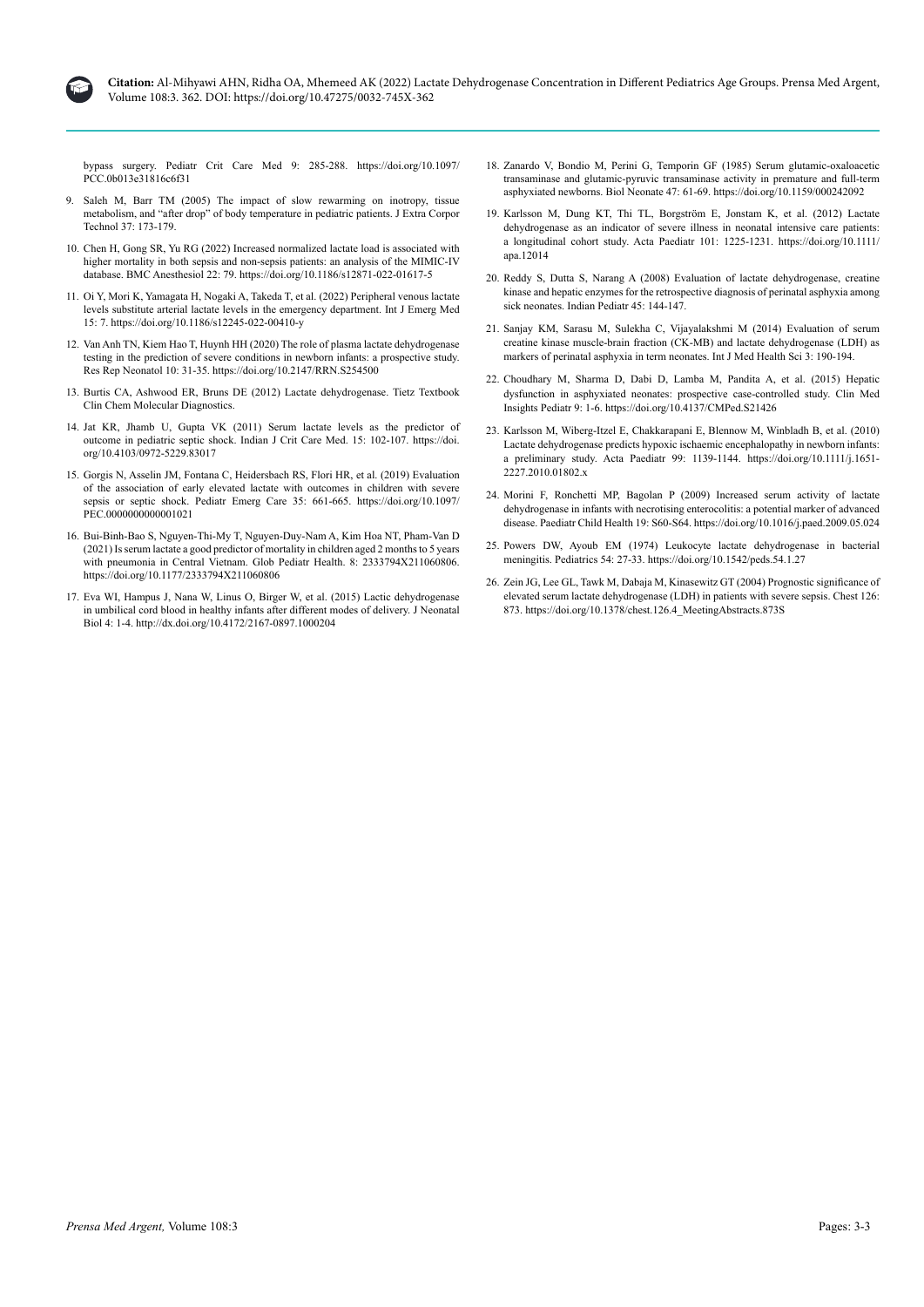bypass surgery. Pediatr Crit Care Med 9: 285-288. https://doi.org/10.1097/PCC.0b013e31816c6f31

9. Saleh M, Barr TM (2005) The impact of slow rewarming on inotropy, tissue metabolism, and "after drop" of body temperature in pediatric patients. J Extra Corpor Technol 37: 173-179.

10. Chen H, Gong SR, Yu RG (2022) Increased normalized lactate load is associated with higher mortality in both sepsis and non-sepsis patients: an analysis of the MIMIC-IV database. BMC Anesthesiol 22: 79. https://doi.org/10.1186/s12871-022-01617-5

11. Oi Y, Mori K, Yamagata H, Nogaki A, Takeda T, et al. (2022) Peripheral venous lactate levels substitute arterial lactate levels in the emergency department. Int J Emerg Med 15: 7. https://doi.org/10.1186/s12245-022-00410-y

12. Van Anh TN, Kiem Hao T, Huynh HH (2020) The role of plasma lactate dehydrogenase testing in the prediction of severe conditions in newborn infants: a prospective study. Res Rep Neonatol 10: 31-35. https://doi.org/10.2147/RRN.S254500

13. Burtis CA, Ashwood ER, Bruns DE (2012) Lactate dehydrogenase. Tietz Textbook Clin Chem Molecular Diagnostics.

14. Jat KR, Jhamb U, Gupta VK (2011) Serum lactate levels as the predictor of outcome in pediatric septic shock. Indian J Crit Care Med. 15: 102-107. https://doi.org/10.4103/0972-5229.83017

15. Gorgis N, Asselin JM, Fontana C, Heidersbach RS, Flori HR, et al. (2019) Evaluation of the association of early elevated lactate with outcomes in children with severe sepsis or septic shock. Pediatr Emerg Care 35: 661-665. https://doi.org/10.1097/PEC.0000000000001021

16. Bui-Binh-Bao S, Nguyen-Thi-My T, Nguyen-Duy-Nam A, Kim Hoa NT, Pham-Van D (2021) Is serum lactate a good predictor of mortality in children aged 2 months to 5 years with pneumonia in Central Vietnam. Glob Pediatr Health. 8: 2333794X211060806. https://doi.org/10.1177/2333794X211060806

17. Eva WI, Hampus J, Nana W, Linus O, Birger W, et al. (2015) Lactic dehydrogenase in umbilical cord blood in healthy infants after different modes of delivery. J Neonatal Biol 4: 1-4. http://dx.doi.org/10.4172/2167-0897.1000204

18. Zanardo V, Bondio M, Perini G, Temporin GF (1985) Serum glutamic-oxaloacetic transaminase and glutamic-pyruvic transaminase activity in premature and full-term asphyxiated newborns. Biol Neonate 47: 61-69. https://doi.org/10.1159/000242092

19. Karlsson M, Dung KT, Thi TL, Borgström E, Jonstam K, et al. (2012) Lactate dehydrogenase as an indicator of severe illness in neonatal intensive care patients: a longitudinal cohort study. Acta Paediatr 101: 1225-1231. https://doi.org/10.1111/apa.12014

20. Reddy S, Dutta S, Narang A (2008) Evaluation of lactate dehydrogenase, creatine kinase and hepatic enzymes for the retrospective diagnosis of perinatal asphyxia among sick neonates. Indian Pediatr 45: 144-147.

21. Sanjay KM, Sarasu M, Sulekha C, Vijayalakshmi M (2014) Evaluation of serum creatine kinase muscle-brain fraction (CK-MB) and lactate dehydrogenase (LDH) as markers of perinatal asphyxia in term neonates. Int J Med Health Sci 3: 190-194.

22. Choudhary M, Sharma D, Dabi D, Lamba M, Pandita A, et al. (2015) Hepatic dysfunction in asphyxiated neonates: prospective case-controlled study. Clin Med Insights Pediatr 9: 1-6. https://doi.org/10.4137/CMPed.S21426

23. Karlsson M, Wiberg-Itzel E, Chakkarapani E, Blennow M, Winbladh B, et al. (2010) Lactate dehydrogenase predicts hypoxic ischaemic encephalopathy in newborn infants: a preliminary study. Acta Paediatr 99: 1139-1144. https://doi.org/10.1111/j.1651-2227.2010.01802.x

24. Morini F, Ronchetti MP, Bagolan P (2009) Increased serum activity of lactate dehydrogenase in infants with necrotising enterocolitis: a potential marker of advanced disease. Paediatr Child Health 19: S60-S64. https://doi.org/10.1016/j.paed.2009.05.024

25. Powers DW, Ayoub EM (1974) Leukocyte lactate dehydrogenase in bacterial meningitis. Pediatrics 54: 27-33. https://doi.org/10.1542/peds.54.1.27

26. Zein JG, Lee GL, Tawk M, Dabaja M, Kinasewitz GT (2004) Prognostic significance of elevated serum lactate dehydrogenase (LDH) in patients with severe sepsis. Chest 126: 873. https://doi.org/10.1378/chest.126.4_MeetingAbstracts.873S